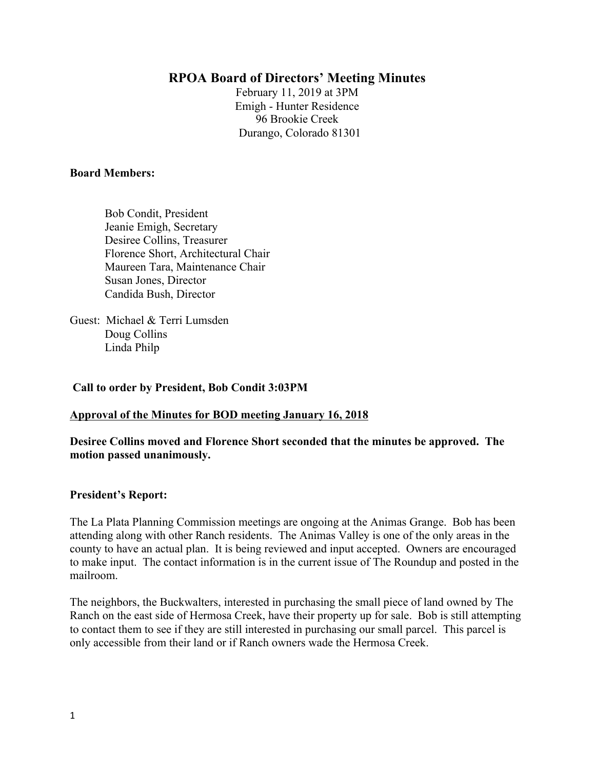# RPOA Board of Directors' Meeting Minutes

February 11, 2019 at 3PM
Emigh - Hunter Residence
96 Brookie Creek
Durango, Colorado 81301

**Board Members:**

Bob Condit, President
Jeanie Emigh, Secretary
Desiree Collins, Treasurer
Florence Short, Architectural Chair
Maureen Tara, Maintenance Chair
Susan Jones, Director
Candida Bush, Director

Guest: Michael & Terri Lumsden
Doug Collins
Linda Philp

**Call to order by President, Bob Condit 3:03PM**

**Approval of the Minutes for BOD meeting January 16, 2018**

**Desiree Collins moved and Florence Short seconded that the minutes be approved. The motion passed unanimously.**

**President's Report:**

The La Plata Planning Commission meetings are ongoing at the Animas Grange. Bob has been attending along with other Ranch residents. The Animas Valley is one of the only areas in the county to have an actual plan. It is being reviewed and input accepted. Owners are encouraged to make input. The contact information is in the current issue of The Roundup and posted in the mailroom.

The neighbors, the Buckwalters, interested in purchasing the small piece of land owned by The Ranch on the east side of Hermosa Creek, have their property up for sale. Bob is still attempting to contact them to see if they are still interested in purchasing our small parcel. This parcel is only accessible from their land or if Ranch owners wade the Hermosa Creek.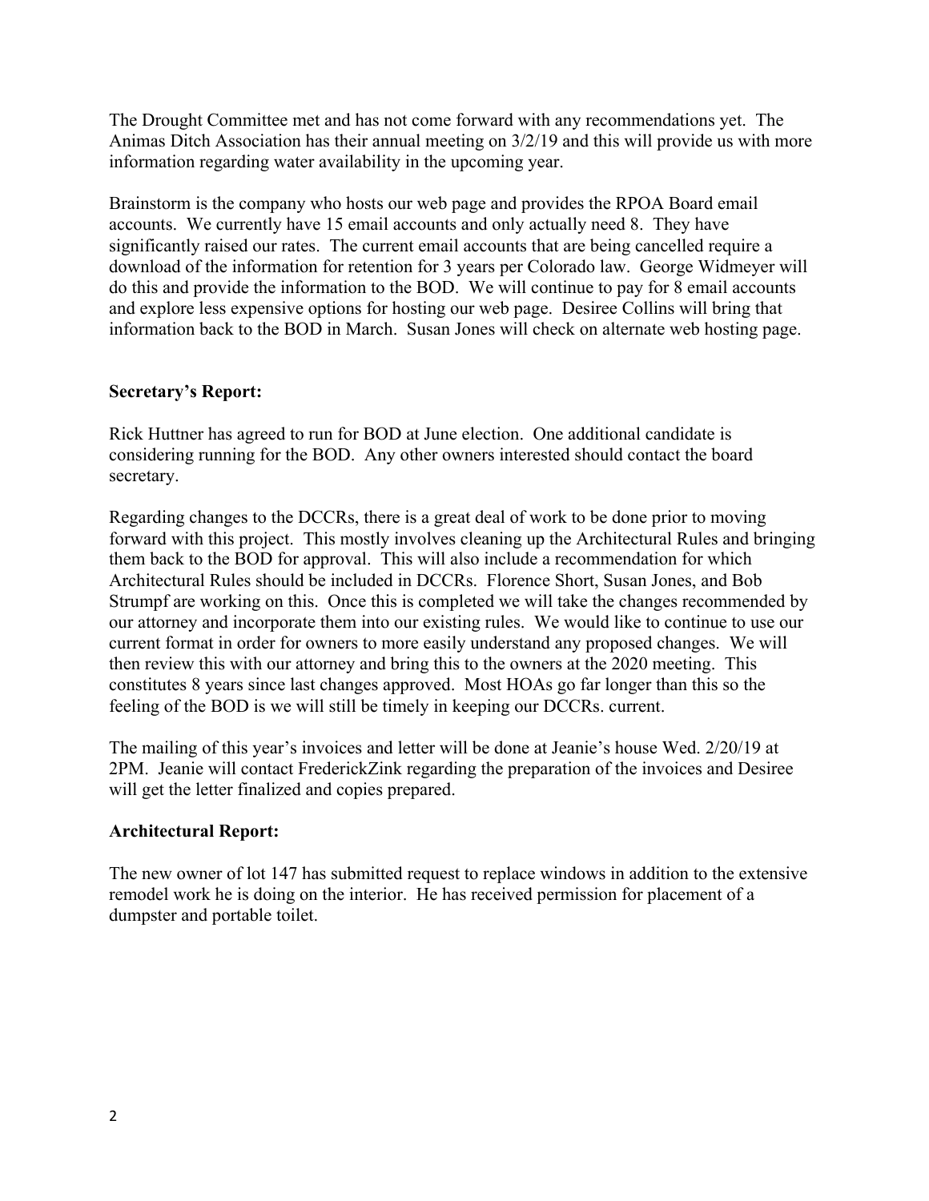The Drought Committee met and has not come forward with any recommendations yet. The Animas Ditch Association has their annual meeting on 3/2/19 and this will provide us with more information regarding water availability in the upcoming year.

Brainstorm is the company who hosts our web page and provides the RPOA Board email accounts. We currently have 15 email accounts and only actually need 8. They have significantly raised our rates. The current email accounts that are being cancelled require a download of the information for retention for 3 years per Colorado law. George Widmeyer will do this and provide the information to the BOD. We will continue to pay for 8 email accounts and explore less expensive options for hosting our web page. Desiree Collins will bring that information back to the BOD in March. Susan Jones will check on alternate web hosting page.

**Secretary's Report:**

Rick Huttner has agreed to run for BOD at June election. One additional candidate is considering running for the BOD. Any other owners interested should contact the board secretary.

Regarding changes to the DCCRs, there is a great deal of work to be done prior to moving forward with this project. This mostly involves cleaning up the Architectural Rules and bringing them back to the BOD for approval. This will also include a recommendation for which Architectural Rules should be included in DCCRs. Florence Short, Susan Jones, and Bob Strumpf are working on this. Once this is completed we will take the changes recommended by our attorney and incorporate them into our existing rules. We would like to continue to use our current format in order for owners to more easily understand any proposed changes. We will then review this with our attorney and bring this to the owners at the 2020 meeting. This constitutes 8 years since last changes approved. Most HOAs go far longer than this so the feeling of the BOD is we will still be timely in keeping our DCCRs. current.

The mailing of this year's invoices and letter will be done at Jeanie's house Wed. 2/20/19 at 2PM. Jeanie will contact FrederickZink regarding the preparation of the invoices and Desiree will get the letter finalized and copies prepared.

**Architectural Report:**

The new owner of lot 147 has submitted request to replace windows in addition to the extensive remodel work he is doing on the interior. He has received permission for placement of a dumpster and portable toilet.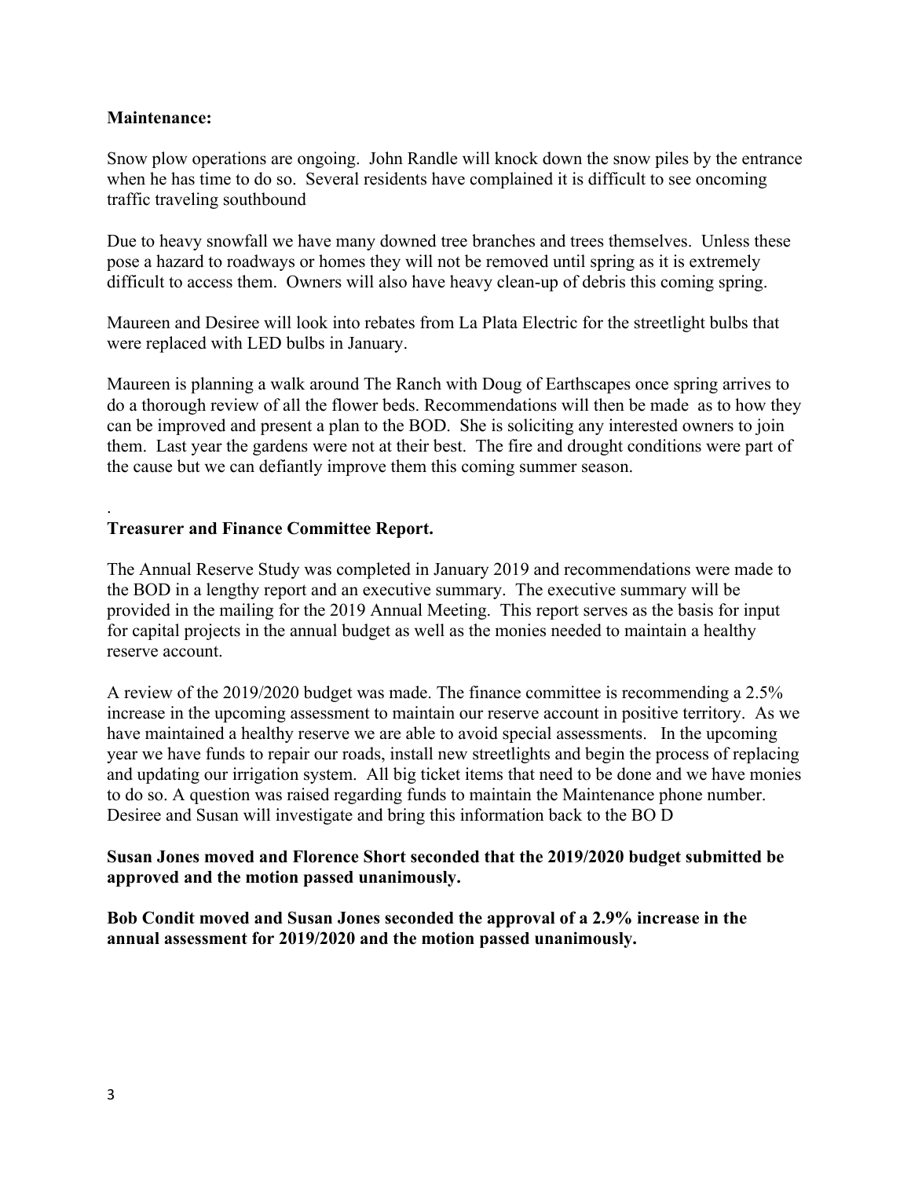**Maintenance:**

Snow plow operations are ongoing. John Randle will knock down the snow piles by the entrance when he has time to do so. Several residents have complained it is difficult to see oncoming traffic traveling southbound

Due to heavy snowfall we have many downed tree branches and trees themselves. Unless these pose a hazard to roadways or homes they will not be removed until spring as it is extremely difficult to access them. Owners will also have heavy clean-up of debris this coming spring.

Maureen and Desiree will look into rebates from La Plata Electric for the streetlight bulbs that were replaced with LED bulbs in January.

Maureen is planning a walk around The Ranch with Doug of Earthscapes once spring arrives to do a thorough review of all the flower beds. Recommendations will then be made as to how they can be improved and present a plan to the BOD. She is soliciting any interested owners to join them. Last year the gardens were not at their best. The fire and drought conditions were part of the cause but we can defiantly improve them this coming summer season.

.

**Treasurer and Finance Committee Report.**

The Annual Reserve Study was completed in January 2019 and recommendations were made to the BOD in a lengthy report and an executive summary. The executive summary will be provided in the mailing for the 2019 Annual Meeting. This report serves as the basis for input for capital projects in the annual budget as well as the monies needed to maintain a healthy reserve account.

A review of the 2019/2020 budget was made. The finance committee is recommending a 2.5% increase in the upcoming assessment to maintain our reserve account in positive territory. As we have maintained a healthy reserve we are able to avoid special assessments. In the upcoming year we have funds to repair our roads, install new streetlights and begin the process of replacing and updating our irrigation system. All big ticket items that need to be done and we have monies to do so. A question was raised regarding funds to maintain the Maintenance phone number. Desiree and Susan will investigate and bring this information back to the BO D

**Susan Jones moved and Florence Short seconded that the 2019/2020 budget submitted be approved and the motion passed unanimously.**

**Bob Condit moved and Susan Jones seconded the approval of a 2.9% increase in the annual assessment for 2019/2020 and the motion passed unanimously.**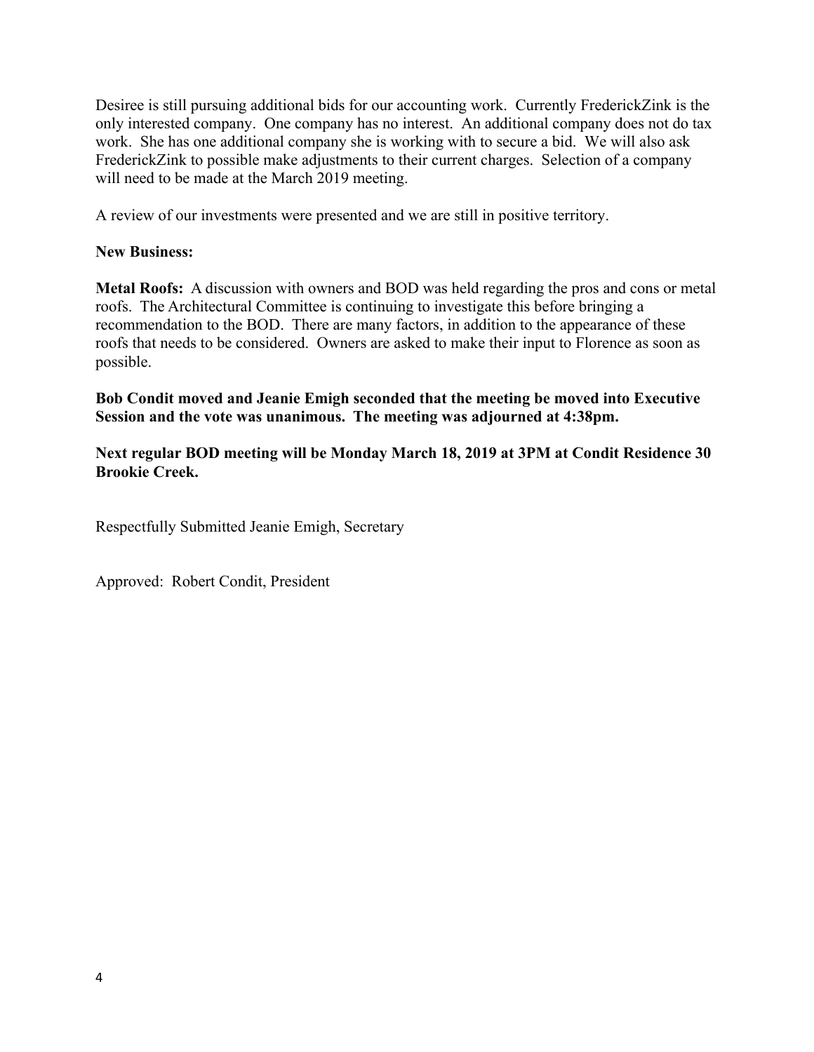Desiree is still pursuing additional bids for our accounting work. Currently FrederickZink is the only interested company. One company has no interest. An additional company does not do tax work. She has one additional company she is working with to secure a bid. We will also ask FrederickZink to possible make adjustments to their current charges. Selection of a company will need to be made at the March 2019 meeting.

A review of our investments were presented and we are still in positive territory.

**New Business:**

**Metal Roofs:** A discussion with owners and BOD was held regarding the pros and cons or metal roofs. The Architectural Committee is continuing to investigate this before bringing a recommendation to the BOD. There are many factors, in addition to the appearance of these roofs that needs to be considered. Owners are asked to make their input to Florence as soon as possible.

**Bob Condit moved and Jeanie Emigh seconded that the meeting be moved into Executive Session and the vote was unanimous. The meeting was adjourned at 4:38pm.**

**Next regular BOD meeting will be Monday March 18, 2019 at 3PM at Condit Residence 30 Brookie Creek.**

Respectfully Submitted Jeanie Emigh, Secretary

Approved: Robert Condit, President